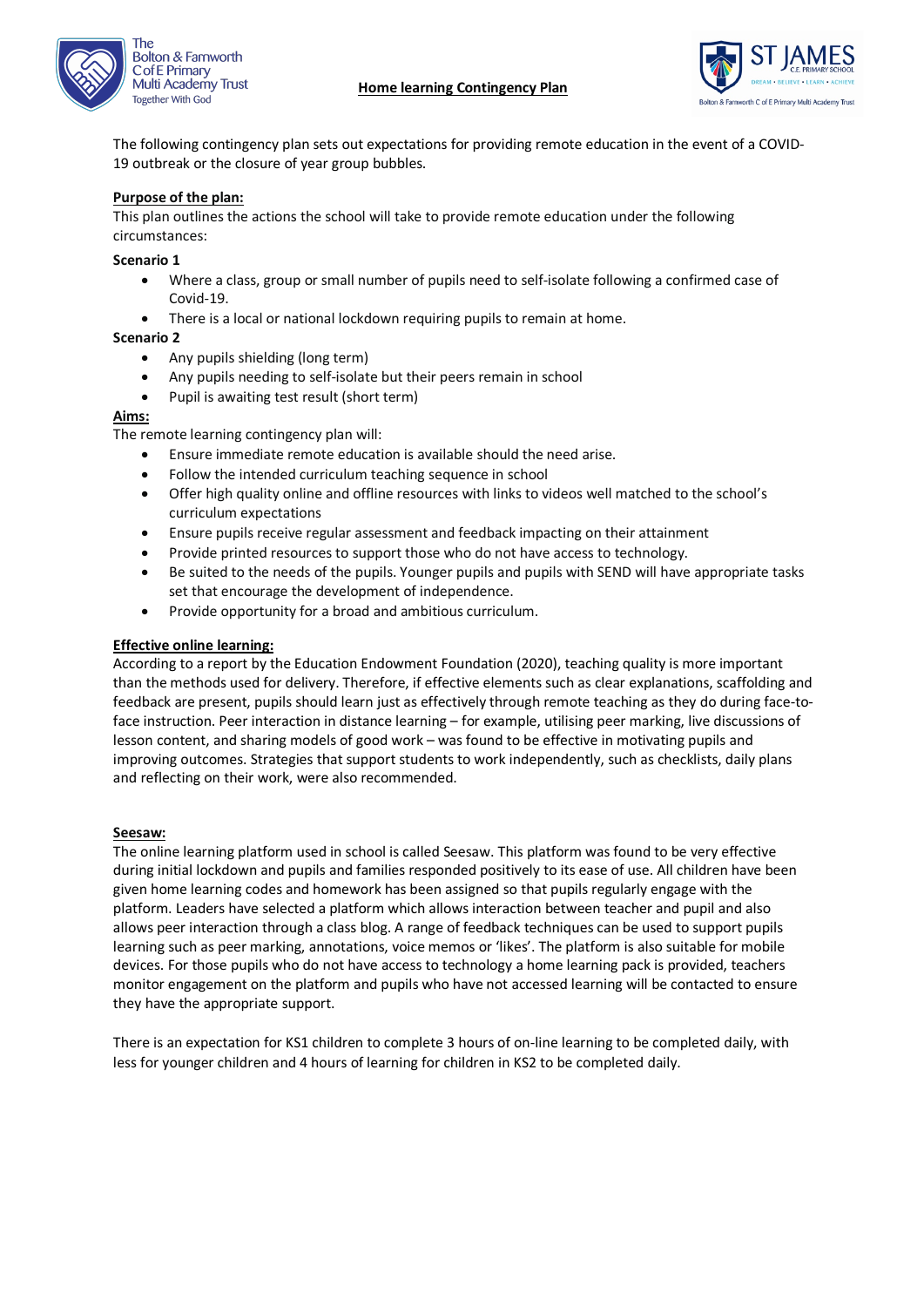# Home learning Contingency Plan

The following contingency plan sets out expectations for providing remote education in the event of a COVID-19 outbreak or the closure of year group bubbles.

## Purpose of the plan:

This plan outlines the actions the school will take to provide remote education under the following circumstances:

**Scenario 1**

- Where a class, group or small number of pupils need to self-isolate following a confirmed case of Covid-19.
- There is a local or national lockdown requiring pupils to remain at home.

**Scenario 2**

- Any pupils shielding (long term)
- Any pupils needing to self-isolate but their peers remain in school
- Pupil is awaiting test result (short term)

## Aims:

The remote learning contingency plan will:

- Ensure immediate remote education is available should the need arise.
- Follow the intended curriculum teaching sequence in school
- Offer high quality online and offline resources with links to videos well matched to the school's curriculum expectations
- Ensure pupils receive regular assessment and feedback impacting on their attainment
- Provide printed resources to support those who do not have access to technology.
- Be suited to the needs of the pupils. Younger pupils and pupils with SEND will have appropriate tasks set that encourage the development of independence.
- Provide opportunity for a broad and ambitious curriculum.

## Effective online learning:

According to a report by the Education Endowment Foundation (2020), teaching quality is more important than the methods used for delivery. Therefore, if effective elements such as clear explanations, scaffolding and feedback are present, pupils should learn just as effectively through remote teaching as they do during face-to-face instruction. Peer interaction in distance learning – for example, utilising peer marking, live discussions of lesson content, and sharing models of good work – was found to be effective in motivating pupils and improving outcomes. Strategies that support students to work independently, such as checklists, daily plans and reflecting on their work, were also recommended.

## Seesaw:

The online learning platform used in school is called Seesaw. This platform was found to be very effective during initial lockdown and pupils and families responded positively to its ease of use. All children have been given home learning codes and homework has been assigned so that pupils regularly engage with the platform. Leaders have selected a platform which allows interaction between teacher and pupil and also allows peer interaction through a class blog. A range of feedback techniques can be used to support pupils learning such as peer marking, annotations, voice memos or 'likes'. The platform is also suitable for mobile devices. For those pupils who do not have access to technology a home learning pack is provided, teachers monitor engagement on the platform and pupils who have not accessed learning will be contacted to ensure they have the appropriate support.

There is an expectation for KS1 children to complete 3 hours of on-line learning to be completed daily, with less for younger children and 4 hours of learning for children in KS2 to be completed daily.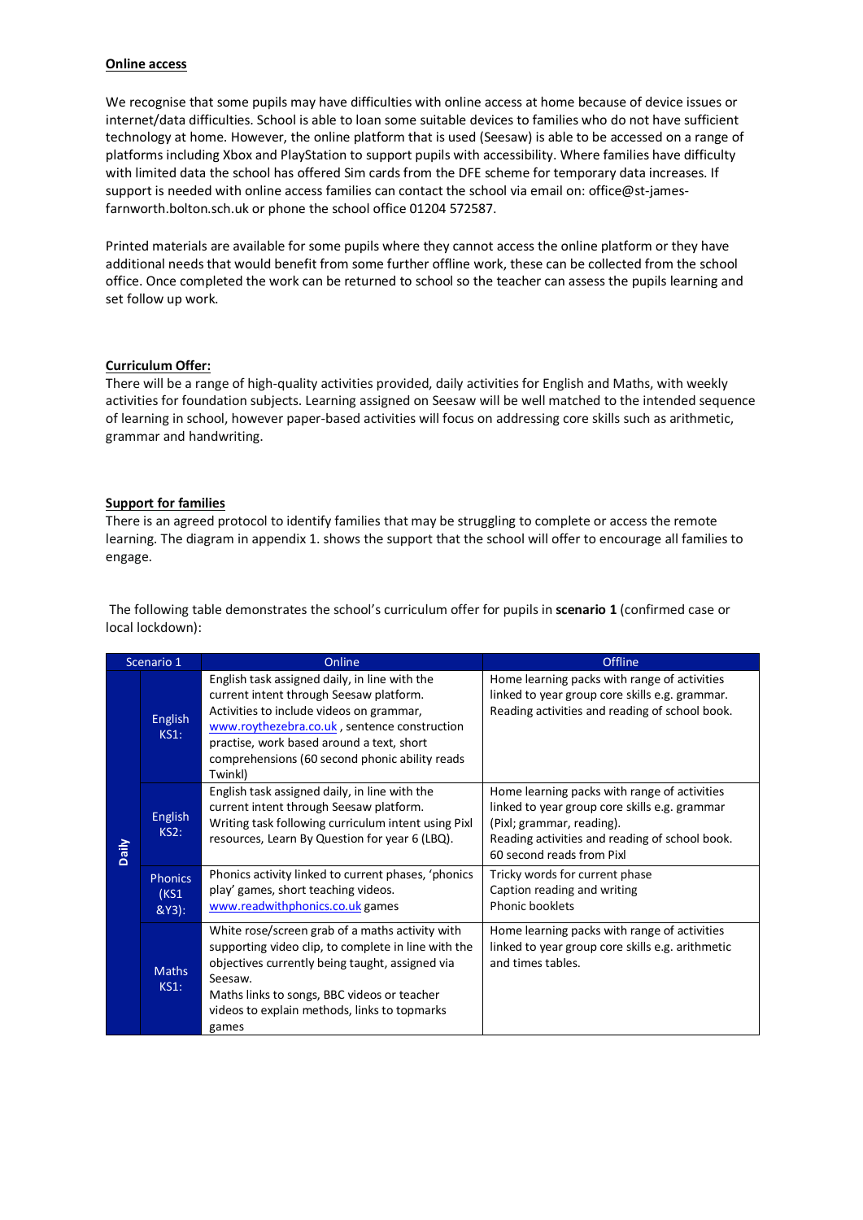**Online access**

We recognise that some pupils may have difficulties with online access at home because of device issues or internet/data difficulties. School is able to loan some suitable devices to families who do not have sufficient technology at home. However, the online platform that is used (Seesaw) is able to be accessed on a range of platforms including Xbox and PlayStation to support pupils with accessibility. Where families have difficulty with limited data the school has offered Sim cards from the DFE scheme for temporary data increases. If support is needed with online access families can contact the school via email on: office@st-james-farnworth.bolton.sch.uk or phone the school office 01204 572587.

Printed materials are available for some pupils where they cannot access the online platform or they have additional needs that would benefit from some further offline work, these can be collected from the school office. Once completed the work can be returned to school so the teacher can assess the pupils learning and set follow up work.

**Curriculum Offer:**

There will be a range of high-quality activities provided, daily activities for English and Maths, with weekly activities for foundation subjects. Learning assigned on Seesaw will be well matched to the intended sequence of learning in school, however paper-based activities will focus on addressing core skills such as arithmetic, grammar and handwriting.

**Support for families**

There is an agreed protocol to identify families that may be struggling to complete or access the remote learning. The diagram in appendix 1. shows the support that the school will offer to encourage all families to engage.

The following table demonstrates the school's curriculum offer for pupils in **scenario 1** (confirmed case or local lockdown):

| Scenario 1 | | Online | Offline |
|---|---|---|---|
| Daily | English KS1: | English task assigned daily, in line with the current intent through Seesaw platform. Activities to include videos on grammar, www.roythezebra.co.uk , sentence construction practise, work based around a text, short comprehensions (60 second phonic ability reads Twinkl) | Home learning packs with range of activities linked to year group core skills e.g. grammar. Reading activities and reading of school book. |
| | English KS2: | English task assigned daily, in line with the current intent through Seesaw platform. Writing task following curriculum intent using Pixl resources, Learn By Question for year 6 (LBQ). | Home learning packs with range of activities linked to year group core skills e.g. grammar (Pixl; grammar, reading). Reading activities and reading of school book. 60 second reads from Pixl |
| | Phonics (KS1 &Y3): | Phonics activity linked to current phases, 'phonics play' games, short teaching videos. www.readwithphonics.co.uk games | Tricky words for current phase<br>Caption reading and writing<br>Phonic booklets |
| | Maths KS1: | White rose/screen grab of a maths activity with supporting video clip, to complete in line with the objectives currently being taught, assigned via Seesaw.<br>Maths links to songs, BBC videos or teacher videos to explain methods, links to topmarks games | Home learning packs with range of activities linked to year group core skills e.g. arithmetic and times tables. |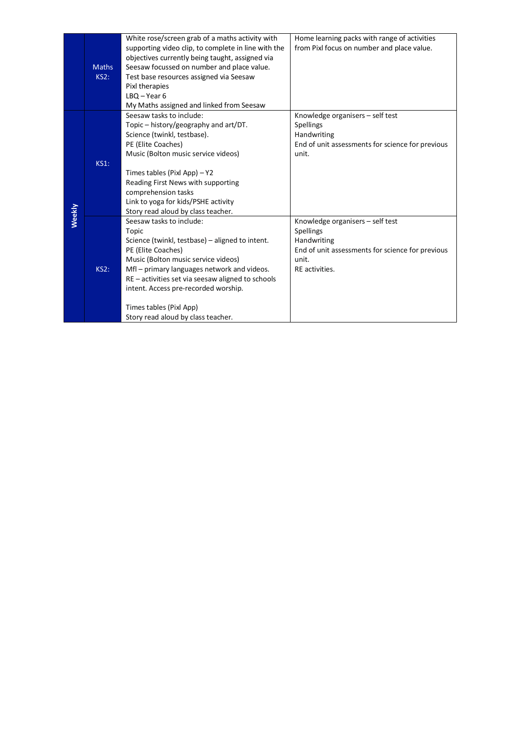|  |  |  |  |
|---|---|---|---|
|  | Maths KS2: | White rose/screen grab of a maths activity with supporting video clip, to complete in line with the objectives currently being taught, assigned via Seesaw focussed on number and place value.<br>Test base resources assigned via Seesaw<br>Pixl therapies<br>LBQ – Year 6<br>My Maths assigned and linked from Seesaw | Home learning packs with range of activities from Pixl focus on number and place value. |
| Weekly | KS1: | Seesaw tasks to include:<br>Topic – history/geography and art/DT.<br>Science (twinkl, testbase).<br>PE (Elite Coaches)<br>Music (Bolton music service videos)<br><br>Times tables (Pixl App) – Y2<br>Reading First News with supporting comprehension tasks<br>Link to yoga for kids/PSHE activity<br>Story read aloud by class teacher. | Knowledge organisers – self test<br>Spellings<br>Handwriting<br>End of unit assessments for science for previous unit. |
|  | KS2: | Seesaw tasks to include:<br>Topic<br>Science (twinkl, testbase) – aligned to intent.<br>PE (Elite Coaches)<br>Music (Bolton music service videos)<br>Mfl – primary languages network and videos.<br>RE – activities set via seesaw aligned to schools intent. Access pre-recorded worship.<br><br>Times tables (Pixl App)<br>Story read aloud by class teacher. | Knowledge organisers – self test<br>Spellings<br>Handwriting<br>End of unit assessments for science for previous unit.<br>RE activities. |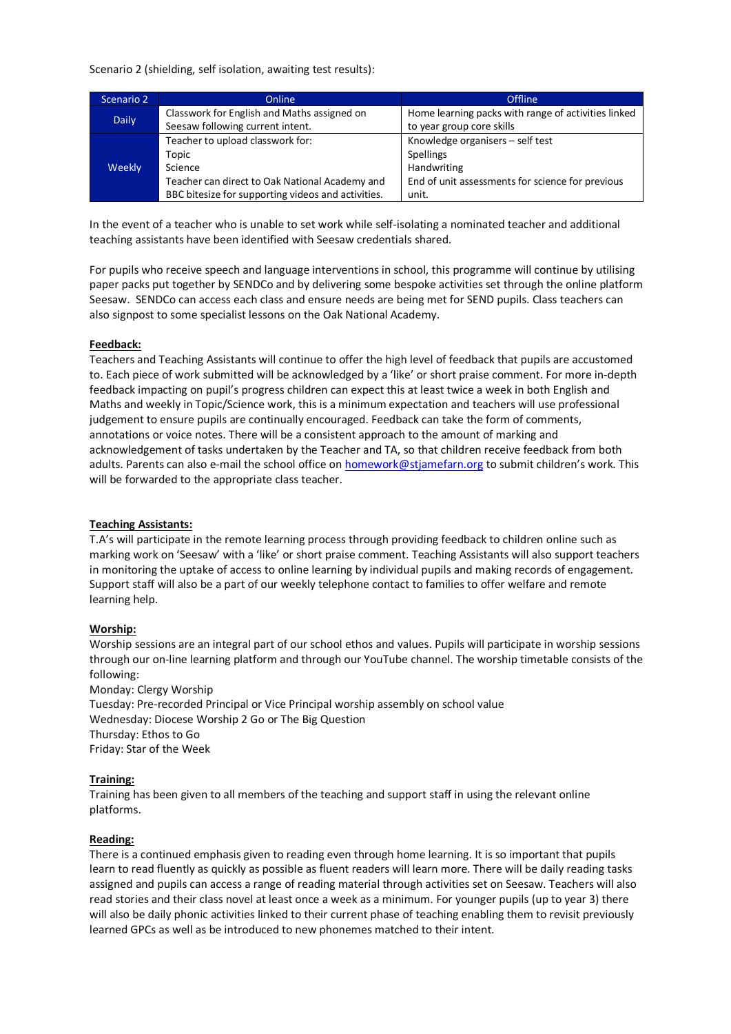Scenario 2 (shielding, self isolation, awaiting test results):

| Scenario 2 | Online | Offline |
| --- | --- | --- |
| Daily | Classwork for English and Maths assigned on Seesaw following current intent. | Home learning packs with range of activities linked to year group core skills |
| Weekly | Teacher to upload classwork for:<br>Topic<br>Science<br>Teacher can direct to Oak National Academy and BBC bitesize for supporting videos and activities. | Knowledge organisers – self test<br>Spellings<br>Handwriting<br>End of unit assessments for science for previous unit. |

In the event of a teacher who is unable to set work while self-isolating a nominated teacher and additional teaching assistants have been identified with Seesaw credentials shared.

For pupils who receive speech and language interventions in school, this programme will continue by utilising paper packs put together by SENDCo and by delivering some bespoke activities set through the online platform Seesaw. SENDCo can access each class and ensure needs are being met for SEND pupils. Class teachers can also signpost to some specialist lessons on the Oak National Academy.

**Feedback:**

Teachers and Teaching Assistants will continue to offer the high level of feedback that pupils are accustomed to. Each piece of work submitted will be acknowledged by a 'like' or short praise comment. For more in-depth feedback impacting on pupil's progress children can expect this at least twice a week in both English and Maths and weekly in Topic/Science work, this is a minimum expectation and teachers will use professional judgement to ensure pupils are continually encouraged. Feedback can take the form of comments, annotations or voice notes. There will be a consistent approach to the amount of marking and acknowledgement of tasks undertaken by the Teacher and TA, so that children receive feedback from both adults. Parents can also e-mail the school office on homework@stjamefarn.org to submit children's work. This will be forwarded to the appropriate class teacher.

**Teaching Assistants:**

T.A's will participate in the remote learning process through providing feedback to children online such as marking work on 'Seesaw' with a 'like' or short praise comment. Teaching Assistants will also support teachers in monitoring the uptake of access to online learning by individual pupils and making records of engagement. Support staff will also be a part of our weekly telephone contact to families to offer welfare and remote learning help.

**Worship:**

Worship sessions are an integral part of our school ethos and values. Pupils will participate in worship sessions through our on-line learning platform and through our YouTube channel. The worship timetable consists of the following:

Monday: Clergy Worship
Tuesday: Pre-recorded Principal or Vice Principal worship assembly on school value
Wednesday: Diocese Worship 2 Go or The Big Question
Thursday: Ethos to Go
Friday: Star of the Week

**Training:**

Training has been given to all members of the teaching and support staff in using the relevant online platforms.

**Reading:**

There is a continued emphasis given to reading even through home learning. It is so important that pupils learn to read fluently as quickly as possible as fluent readers will learn more. There will be daily reading tasks assigned and pupils can access a range of reading material through activities set on Seesaw. Teachers will also read stories and their class novel at least once a week as a minimum. For younger pupils (up to year 3) there will also be daily phonic activities linked to their current phase of teaching enabling them to revisit previously learned GPCs as well as be introduced to new phonemes matched to their intent.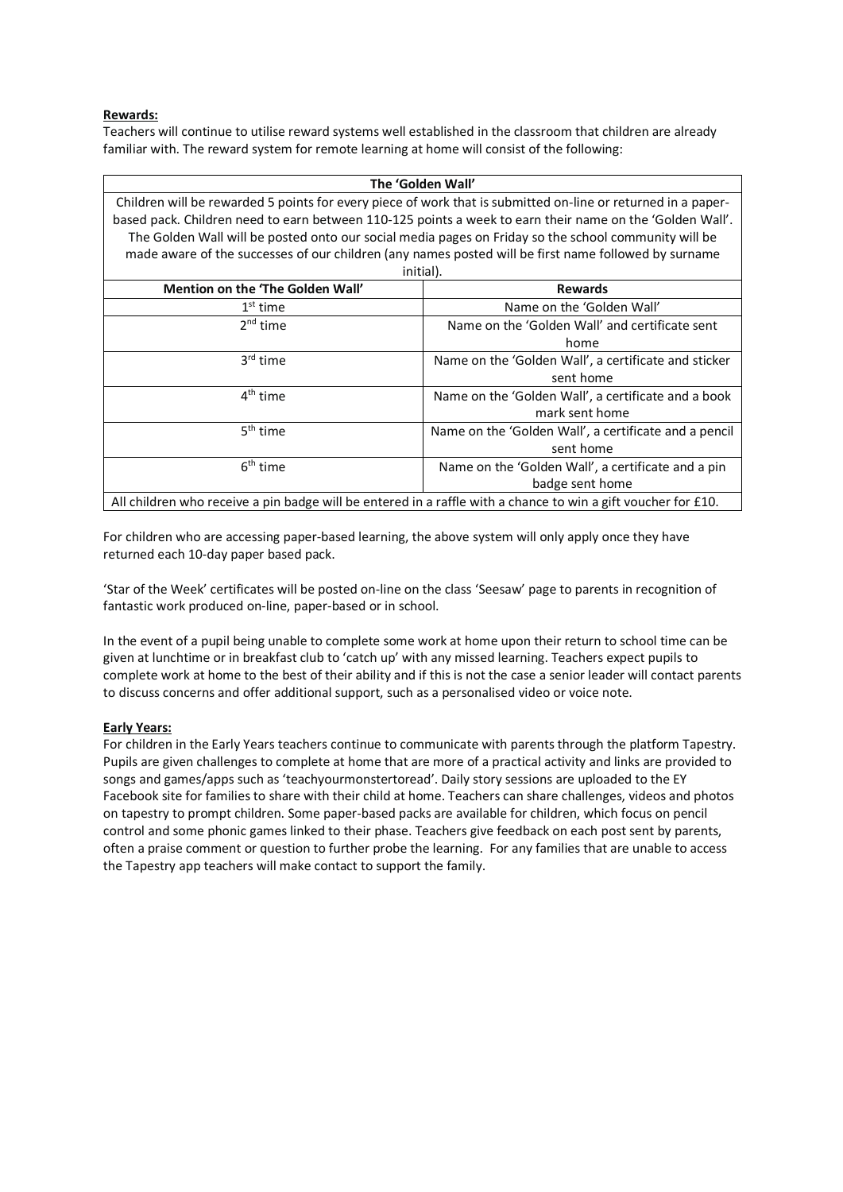**Rewards:**

Teachers will continue to utilise reward systems well established in the classroom that children are already familiar with. The reward system for remote learning at home will consist of the following:

| The 'Golden Wall' | |
|---|---|
| Children will be rewarded 5 points for every piece of work that is submitted on-line or returned in a paper-based pack. Children need to earn between 110-125 points a week to earn their name on the 'Golden Wall'. The Golden Wall will be posted onto our social media pages on Friday so the school community will be made aware of the successes of our children (any names posted will be first name followed by surname initial). | |
| **Mention on the 'The Golden Wall'** | **Rewards** |
| 1st time | Name on the 'Golden Wall' |
| 2nd time | Name on the 'Golden Wall' and certificate sent home |
| 3rd time | Name on the 'Golden Wall', a certificate and sticker sent home |
| 4th time | Name on the 'Golden Wall', a certificate and a book mark sent home |
| 5th time | Name on the 'Golden Wall', a certificate and a pencil sent home |
| 6th time | Name on the 'Golden Wall', a certificate and a pin badge sent home |
| All children who receive a pin badge will be entered in a raffle with a chance to win a gift voucher for £10. | |

For children who are accessing paper-based learning, the above system will only apply once they have returned each 10-day paper based pack.

'Star of the Week' certificates will be posted on-line on the class 'Seesaw' page to parents in recognition of fantastic work produced on-line, paper-based or in school.

In the event of a pupil being unable to complete some work at home upon their return to school time can be given at lunchtime or in breakfast club to 'catch up' with any missed learning. Teachers expect pupils to complete work at home to the best of their ability and if this is not the case a senior leader will contact parents to discuss concerns and offer additional support, such as a personalised video or voice note.

**Early Years:**

For children in the Early Years teachers continue to communicate with parents through the platform Tapestry. Pupils are given challenges to complete at home that are more of a practical activity and links are provided to songs and games/apps such as 'teachyourmonstertoread'. Daily story sessions are uploaded to the EY Facebook site for families to share with their child at home. Teachers can share challenges, videos and photos on tapestry to prompt children. Some paper-based packs are available for children, which focus on pencil control and some phonic games linked to their phase. Teachers give feedback on each post sent by parents, often a praise comment or question to further probe the learning. For any families that are unable to access the Tapestry app teachers will make contact to support the family.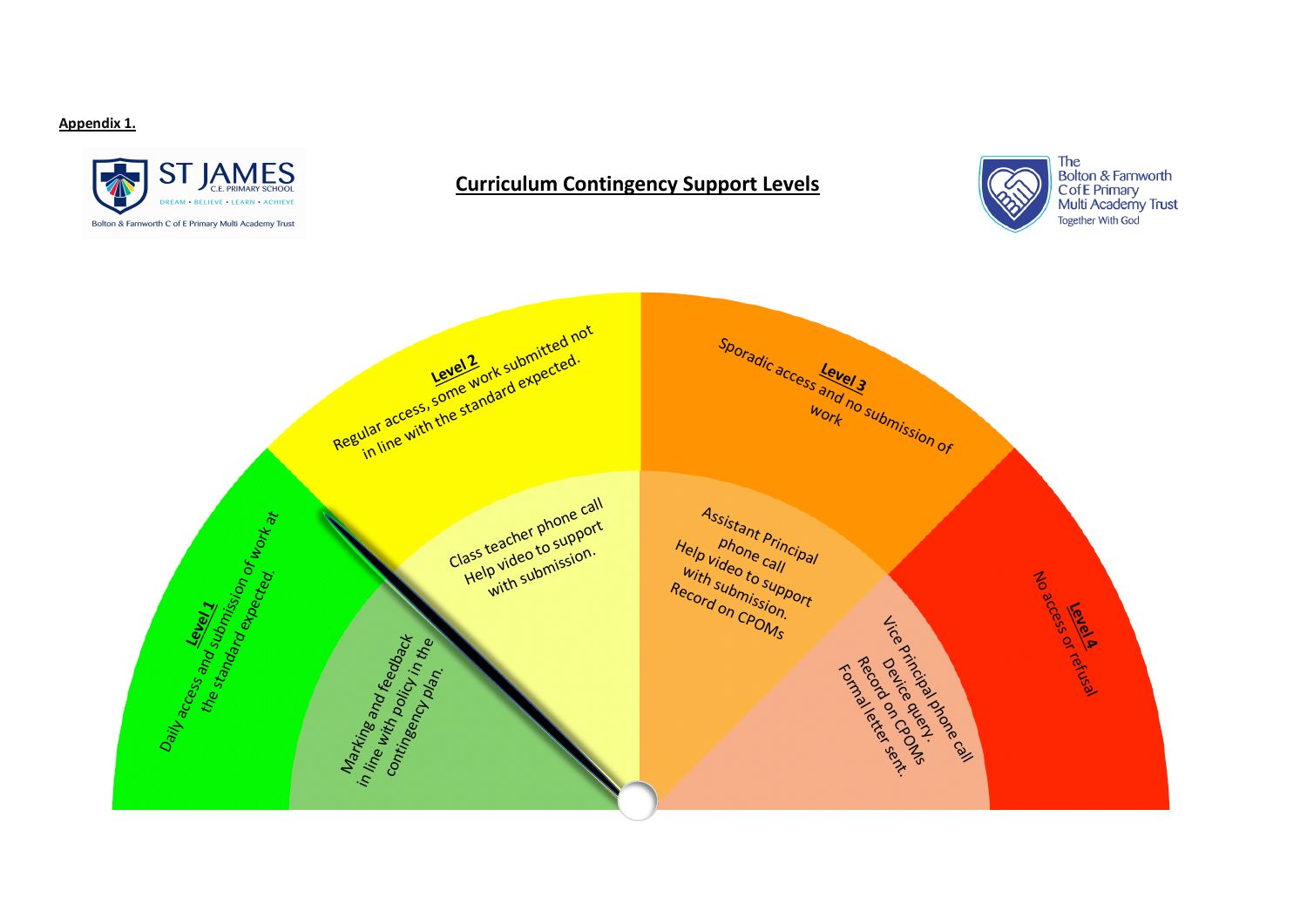**Appendix 1.**

ST JAMES C.E. PRIMARY SCHOOL
DREAM • BELIEVE • LEARN • ACHIEVE
Bolton & Farnworth C of E Primary Multi Academy Trust

# Curriculum Contingency Support Levels

The Bolton & Farnworth C of E Primary Multi Academy Trust
Together With God

**Level 1**
Daily access and submission of work at the standard expected.

Marking and feedback in line with policy in the contingency plan.

**Level 2**
Regular access, some work submitted not in line with the standard expected.

Class teacher phone call
Help video to support with submission.

**Level 3**
Sporadic access and no submission of work

Assistant Principal phone call
Help video to support with submission.
Record on CPOMs

**Level 4**
No access or refusal

Vice Principal phone call
Device query.
Record on CPOMs
Formal letter sent.